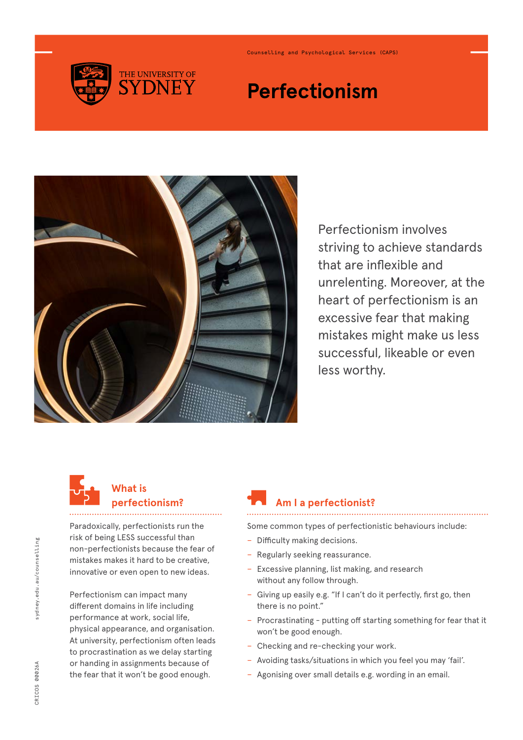Counselling and Psychological Services (CAPS)

THE UNIVERSITY OF SYDNEY

# Perfectionism

Perfectionism involves striving to achieve standards that are inflexible and unrelenting. Moreover, at the heart of perfectionism is an excessive fear that making mistakes might make us less successful, likeable or even less worthy.

## What is perfectionism?

Paradoxically, perfectionists run the risk of being LESS successful than non-perfectionists because the fear of mistakes makes it hard to be creative, innovative or even open to new ideas.

Perfectionism can impact many different domains in life including performance at work, social life, physical appearance, and organisation. At university, perfectionism often leads to procrastination as we delay starting or handing in assignments because of the fear that it won't be good enough.

## Am I a perfectionist?

Some common types of perfectionistic behaviours include:

- Difficulty making decisions.
- Regularly seeking reassurance.
- Excessive planning, list making, and research without any follow through.
- Giving up easily e.g. "If I can't do it perfectly, first go, then there is no point."
- Procrastinating - putting off starting something for fear that it won't be good enough.
- Checking and re-checking your work.
- Avoiding tasks/situations in which you feel you may 'fail'.
- Agonising over small details e.g. wording in an email.

sydney.edu.au/counselling

CRICOS 00026A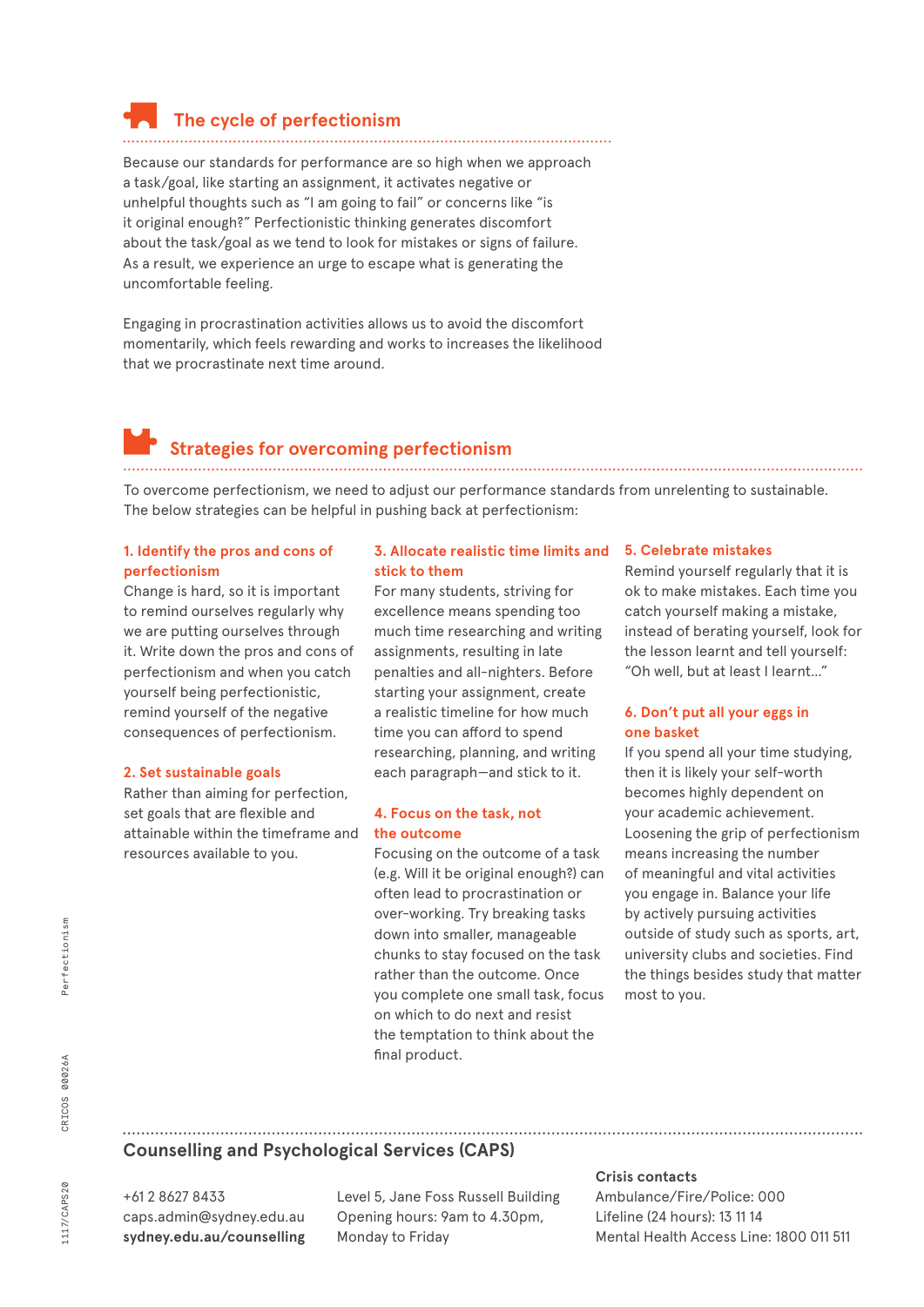## The cycle of perfectionism

Because our standards for performance are so high when we approach a task/goal, like starting an assignment, it activates negative or unhelpful thoughts such as "I am going to fail" or concerns like "is it original enough?" Perfectionistic thinking generates discomfort about the task/goal as we tend to look for mistakes or signs of failure. As a result, we experience an urge to escape what is generating the uncomfortable feeling.

Engaging in procrastination activities allows us to avoid the discomfort momentarily, which feels rewarding and works to increases the likelihood that we procrastinate next time around.

## Strategies for overcoming perfectionism

To overcome perfectionism, we need to adjust our performance standards from unrelenting to sustainable. The below strategies can be helpful in pushing back at perfectionism:

### 1. Identify the pros and cons of perfectionism

Change is hard, so it is important to remind ourselves regularly why we are putting ourselves through it. Write down the pros and cons of perfectionism and when you catch yourself being perfectionistic, remind yourself of the negative consequences of perfectionism.

### 2. Set sustainable goals

Rather than aiming for perfection, set goals that are flexible and attainable within the timeframe and resources available to you.

### 3. Allocate realistic time limits and stick to them

For many students, striving for excellence means spending too much time researching and writing assignments, resulting in late penalties and all-nighters. Before starting your assignment, create a realistic timeline for how much time you can afford to spend researching, planning, and writing each paragraph—and stick to it.

### 4. Focus on the task, not the outcome

Focusing on the outcome of a task (e.g. Will it be original enough?) can often lead to procrastination or over-working. Try breaking tasks down into smaller, manageable chunks to stay focused on the task rather than the outcome. Once you complete one small task, focus on which to do next and resist the temptation to think about the final product.

### 5. Celebrate mistakes

Remind yourself regularly that it is ok to make mistakes. Each time you catch yourself making a mistake, instead of berating yourself, look for the lesson learnt and tell yourself: "Oh well, but at least I learnt..."

### 6. Don't put all your eggs in one basket

If you spend all your time studying, then it is likely your self-worth becomes highly dependent on your academic achievement. Loosening the grip of perfectionism means increasing the number of meaningful and vital activities you engage in. Balance your life by actively pursuing activities outside of study such as sports, art, university clubs and societies. Find the things besides study that matter most to you.

---

**Counselling and Psychological Services (CAPS)**

+61 2 8627 8433
caps.admin@sydney.edu.au
**sydney.edu.au/counselling**

Level 5, Jane Foss Russell Building
Opening hours: 9am to 4.30pm, Monday to Friday

**Crisis contacts**
Ambulance/Fire/Police: 000
Lifeline (24 hours): 13 11 14
Mental Health Access Line: 1800 011 511

Perfectionism

CRICOS 00026A

1117/CAPS20